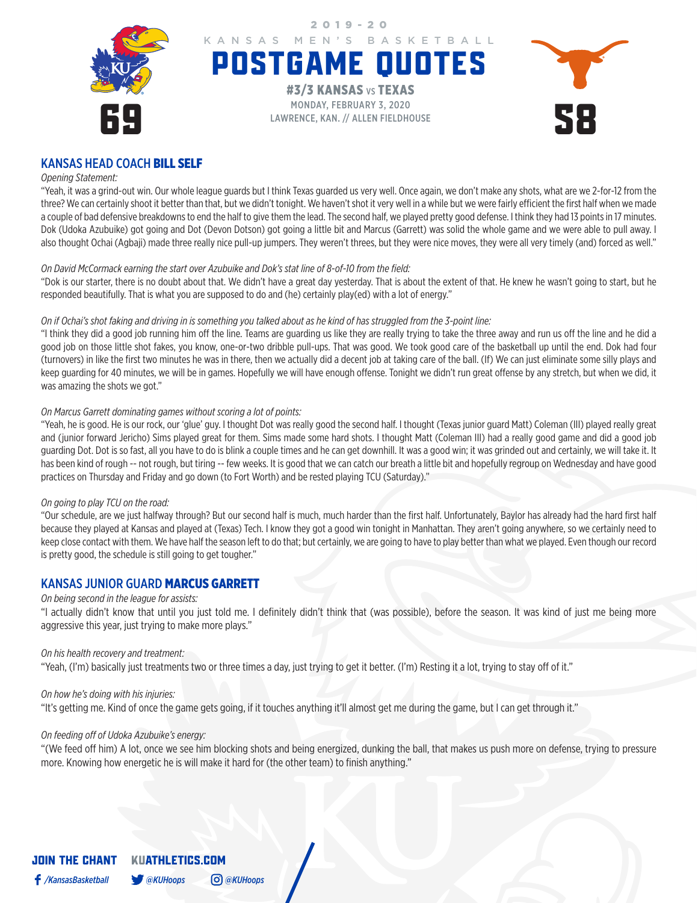# 2019-20 KANSAS MEN'S BASKETBALL POSTGAME QUOTES

**#3/3 KANSAS** vs **TEXAS**
MONDAY, FEBRUARY 3, 2020
LAWRENCE, KAN. // ALLEN FIELDHOUSE

**69** — **58**

## KANSAS HEAD COACH **BILL SELF**

*Opening Statement:*

"Yeah, it was a grind-out win. Our whole league guards but I think Texas guarded us very well. Once again, we don't make any shots, what are we 2-for-12 from the three? We can certainly shoot it better than that, but we didn't tonight. We haven't shot it very well in a while but we were fairly efficient the first half when we made a couple of bad defensive breakdowns to end the half to give them the lead. The second half, we played pretty good defense. I think they had 13 points in 17 minutes. Dok (Udoka Azubuike) got going and Dot (Devon Dotson) got going a little bit and Marcus (Garrett) was solid the whole game and we were able to pull away. I also thought Ochai (Agbaji) made three really nice pull-up jumpers. They weren't threes, but they were nice moves, they were all very timely (and) forced as well."

*On David McCormack earning the start over Azubuike and Dok's stat line of 8-of-10 from the field:*

"Dok is our starter, there is no doubt about that. We didn't have a great day yesterday. That is about the extent of that. He knew he wasn't going to start, but he responded beautifully. That is what you are supposed to do and (he) certainly play(ed) with a lot of energy."

*On if Ochai's shot faking and driving in is something you talked about as he kind of has struggled from the 3-point line:*

"I think they did a good job running him off the line. Teams are guarding us like they are really trying to take the three away and run us off the line and he did a good job on those little shot fakes, you know, one-or-two dribble pull-ups. That was good. We took good care of the basketball up until the end. Dok had four (turnovers) in like the first two minutes he was in there, then we actually did a decent job at taking care of the ball. (If) We can just eliminate some silly plays and keep guarding for 40 minutes, we will be in games. Hopefully we will have enough offense. Tonight we didn't run great offense by any stretch, but when we did, it was amazing the shots we got."

*On Marcus Garrett dominating games without scoring a lot of points:*

"Yeah, he is good. He is our rock, our 'glue' guy. I thought Dot was really good the second half. I thought (Texas junior guard Matt) Coleman (III) played really great and (junior forward Jericho) Sims played great for them. Sims made some hard shots. I thought Matt (Coleman III) had a really good game and did a good job guarding Dot. Dot is so fast, all you have to do is blink a couple times and he can get downhill. It was a good win; it was grinded out and certainly, we will take it. It has been kind of rough -- not rough, but tiring -- few weeks. It is good that we can catch our breath a little bit and hopefully regroup on Wednesday and have good practices on Thursday and Friday and go down (to Fort Worth) and be rested playing TCU (Saturday)."

*On going to play TCU on the road:*

"Our schedule, are we just halfway through? But our second half is much, much harder than the first half. Unfortunately, Baylor has already had the hard first half because they played at Kansas and played at (Texas) Tech. I know they got a good win tonight in Manhattan. They aren't going anywhere, so we certainly need to keep close contact with them. We have half the season left to do that; but certainly, we are going to have to play better than what we played. Even though our record is pretty good, the schedule is still going to get tougher."

## KANSAS JUNIOR GUARD **MARCUS GARRETT**

*On being second in the league for assists:*

"I actually didn't know that until you just told me. I definitely didn't think that (was possible), before the season. It was kind of just me being more aggressive this year, just trying to make more plays."

*On his health recovery and treatment:*

"Yeah, (I'm) basically just treatments two or three times a day, just trying to get it better. (I'm) Resting it a lot, trying to stay off of it."

*On how he's doing with his injuries:*

"It's getting me. Kind of once the game gets going, if it touches anything it'll almost get me during the game, but I can get through it."

*On feeding off of Udoka Azubuike's energy:*

"(We feed off him) A lot, once we see him blocking shots and being energized, dunking the ball, that makes us push more on defense, trying to pressure more. Knowing how energetic he is will make it hard for (the other team) to finish anything."

**JOIN THE CHANT** **KUATHLETICS.COM**
/KansasBasketball @KUHoops @KUHoops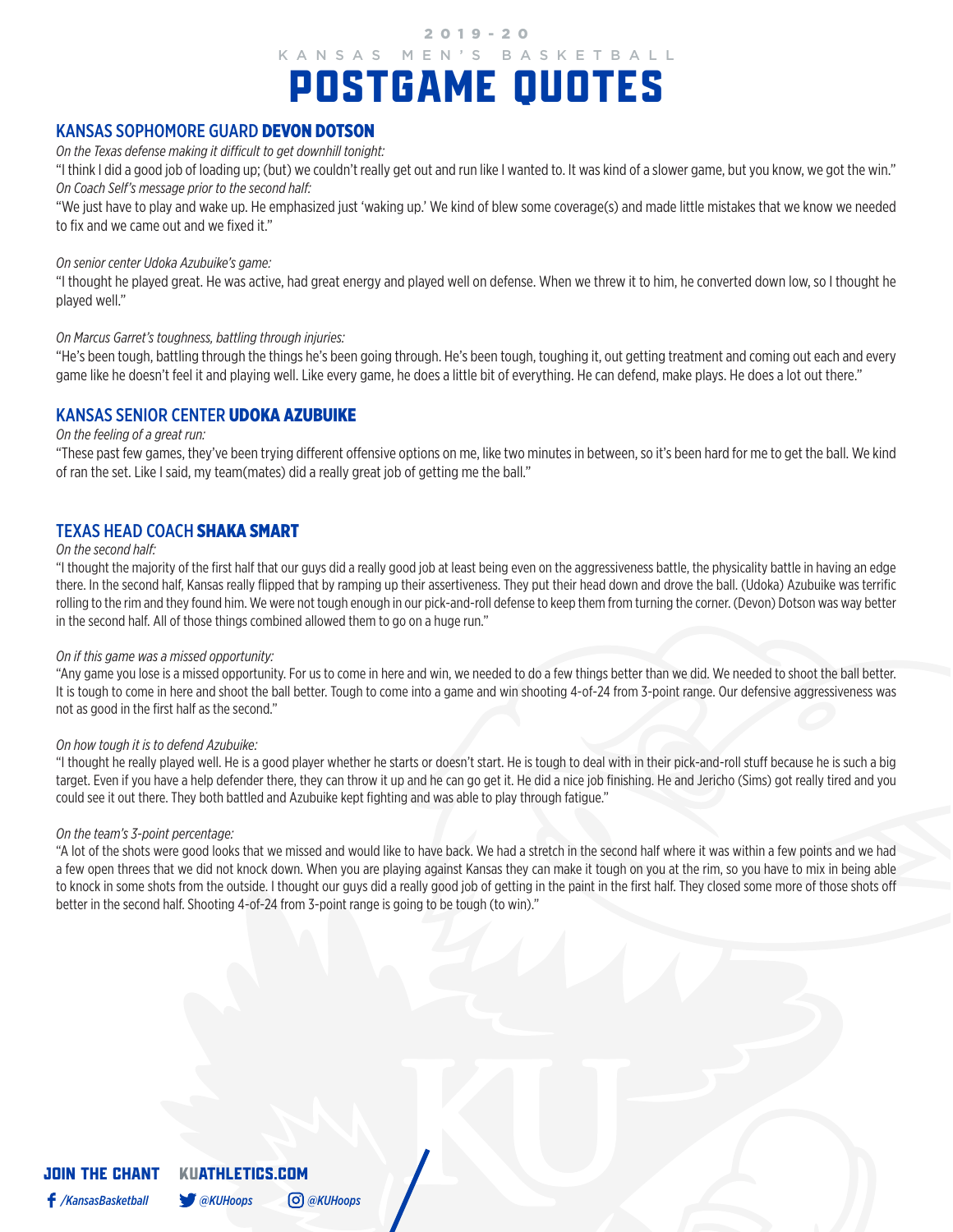2019-20

KANSAS MEN'S BASKETBALL

# POSTGAME QUOTES

## KANSAS SOPHOMORE GUARD **DEVON DOTSON**

*On the Texas defense making it difficult to get downhill tonight:*

"I think I did a good job of loading up; (but) we couldn't really get out and run like I wanted to. It was kind of a slower game, but you know, we got the win."

*On Coach Self's message prior to the second half:*

"We just have to play and wake up. He emphasized just 'waking up.' We kind of blew some coverage(s) and made little mistakes that we know we needed to fix and we came out and we fixed it."

*On senior center Udoka Azubuike's game:*

"I thought he played great. He was active, had great energy and played well on defense. When we threw it to him, he converted down low, so I thought he played well."

*On Marcus Garret's toughness, battling through injuries:*

"He's been tough, battling through the things he's been going through. He's been tough, toughing it, out getting treatment and coming out each and every game like he doesn't feel it and playing well. Like every game, he does a little bit of everything. He can defend, make plays. He does a lot out there."

## KANSAS SENIOR CENTER **UDOKA AZUBUIKE**

*On the feeling of a great run:*

"These past few games, they've been trying different offensive options on me, like two minutes in between, so it's been hard for me to get the ball. We kind of ran the set. Like I said, my team(mates) did a really great job of getting me the ball."

## TEXAS HEAD COACH **SHAKA SMART**

*On the second half:*

"I thought the majority of the first half that our guys did a really good job at least being even on the aggressiveness battle, the physicality battle in having an edge there. In the second half, Kansas really flipped that by ramping up their assertiveness. They put their head down and drove the ball. (Udoka) Azubuike was terrific rolling to the rim and they found him. We were not tough enough in our pick-and-roll defense to keep them from turning the corner. (Devon) Dotson was way better in the second half. All of those things combined allowed them to go on a huge run."

*On if this game was a missed opportunity:*

"Any game you lose is a missed opportunity. For us to come in here and win, we needed to do a few things better than we did. We needed to shoot the ball better. It is tough to come in here and shoot the ball better. Tough to come into a game and win shooting 4-of-24 from 3-point range. Our defensive aggressiveness was not as good in the first half as the second."

*On how tough it is to defend Azubuike:*

"I thought he really played well. He is a good player whether he starts or doesn't start. He is tough to deal with in their pick-and-roll stuff because he is such a big target. Even if you have a help defender there, they can throw it up and he can go get it. He did a nice job finishing. He and Jericho (Sims) got really tired and you could see it out there. They both battled and Azubuike kept fighting and was able to play through fatigue."

*On the team's 3-point percentage:*

"A lot of the shots were good looks that we missed and would like to have back. We had a stretch in the second half where it was within a few points and we had a few open threes that we did not knock down. When you are playing against Kansas they can make it tough on you at the rim, so you have to mix in being able to knock in some shots from the outside. I thought our guys did a really good job of getting in the paint in the first half. They closed some more of those shots off better in the second half. Shooting 4-of-24 from 3-point range is going to be tough (to win)."

JOIN THE CHANT KUATHLETICS.COM

/KansasBasketball @KUHoops @KUHoops